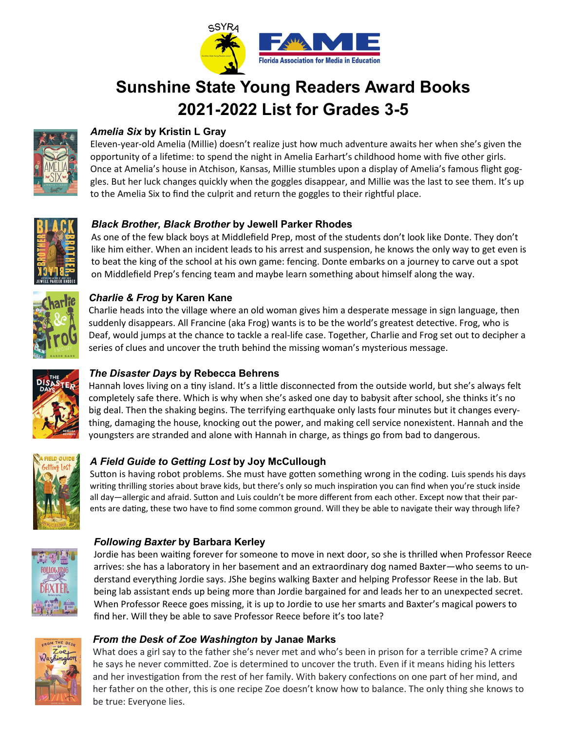# Sunshine State Young Readers Award Books
# 2021-2022 List for Grades 3-5

### *Amelia Six* by Kristin L Gray

Eleven-year-old Amelia (Millie) doesn't realize just how much adventure awaits her when she's given the opportunity of a lifetime: to spend the night in Amelia Earhart's childhood home with five other girls. Once at Amelia's house in Atchison, Kansas, Millie stumbles upon a display of Amelia's famous flight goggles. But her luck changes quickly when the goggles disappear, and Millie was the last to see them. It's up to the Amelia Six to find the culprit and return the goggles to their rightful place.

### *Black Brother, Black Brother* by Jewell Parker Rhodes

As one of the few black boys at Middlefield Prep, most of the students don't look like Donte. They don't like him either. When an incident leads to his arrest and suspension, he knows the only way to get even is to beat the king of the school at his own game: fencing. Donte embarks on a journey to carve out a spot on Middlefield Prep's fencing team and maybe learn something about himself along the way.

### *Charlie & Frog* by Karen Kane

Charlie heads into the village where an old woman gives him a desperate message in sign language, then suddenly disappears. All Francine (aka Frog) wants is to be the world's greatest detective. Frog, who is Deaf, would jumps at the chance to tackle a real-life case. Together, Charlie and Frog set out to decipher a series of clues and uncover the truth behind the missing woman's mysterious message.

### *The Disaster Days* by Rebecca Behrens

Hannah loves living on a tiny island. It's a little disconnected from the outside world, but she's always felt completely safe there. Which is why when she's asked one day to babysit after school, she thinks it's no big deal. Then the shaking begins. The terrifying earthquake only lasts four minutes but it changes everything, damaging the house, knocking out the power, and making cell service nonexistent. Hannah and the youngsters are stranded and alone with Hannah in charge, as things go from bad to dangerous.

### *A Field Guide to Getting Lost* by Joy McCullough

Sutton is having robot problems. She must have gotten something wrong in the coding. Luis spends his days writing thrilling stories about brave kids, but there's only so much inspiration you can find when you're stuck inside all day—allergic and afraid. Sutton and Luis couldn't be more different from each other. Except now that their parents are dating, these two have to find some common ground. Will they be able to navigate their way through life?

### *Following Baxter* by Barbara Kerley

Jordie has been waiting forever for someone to move in next door, so she is thrilled when Professor Reece arrives: she has a laboratory in her basement and an extraordinary dog named Baxter—who seems to understand everything Jordie says. JShe begins walking Baxter and helping Professor Reese in the lab. But being lab assistant ends up being more than Jordie bargained for and leads her to an unexpected secret. When Professor Reece goes missing, it is up to Jordie to use her smarts and Baxter's magical powers to find her. Will they be able to save Professor Reece before it's too late?

### *From the Desk of Zoe Washington* by Janae Marks

What does a girl say to the father she's never met and who's been in prison for a terrible crime? A crime he says he never committed. Zoe is determined to uncover the truth. Even if it means hiding his letters and her investigation from the rest of her family. With bakery confections on one part of her mind, and her father on the other, this is one recipe Zoe doesn't know how to balance. The only thing she knows to be true: Everyone lies.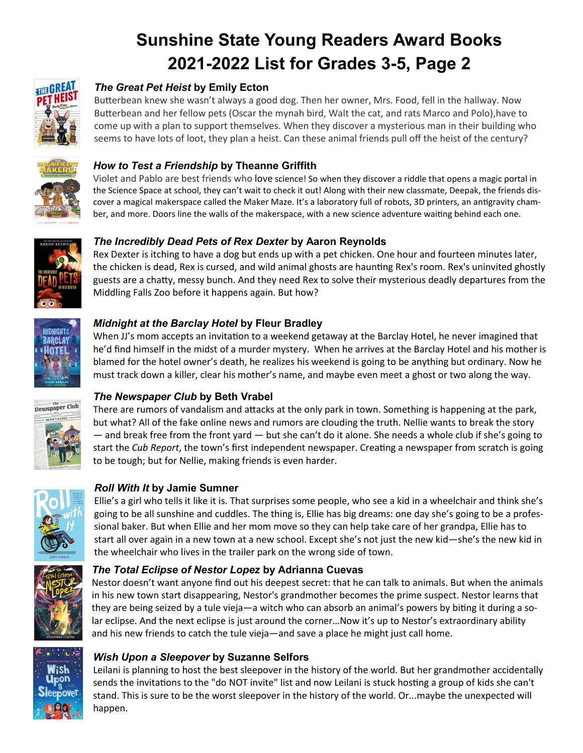# Sunshine State Young Readers Award Books 2021-2022 List for Grades 3-5, Page 2

### ***The Great Pet Heist*** **by Emily Ecton**

Butterbean knew she wasn't always a good dog. Then her owner, Mrs. Food, fell in the hallway. Now Butterbean and her fellow pets (Oscar the mynah bird, Walt the cat, and rats Marco and Polo),have to come up with a plan to support themselves. When they discover a mysterious man in their building who seems to have lots of loot, they plan a heist. Can these animal friends pull off the heist of the century?

### ***How to Test a Friendship*** **by Theanne Griffith**

Violet and Pablo are best friends who love science! So when they discover a riddle that opens a magic portal in the Science Space at school, they can't wait to check it out! Along with their new classmate, Deepak, the friends discover a magical makerspace called the Maker Maze. It's a laboratory full of robots, 3D printers, an antigravity chamber, and more. Doors line the walls of the makerspace, with a new science adventure waiting behind each one.

### ***The Incredibly Dead Pets of Rex Dexter*** **by Aaron Reynolds**

Rex Dexter is itching to have a dog but ends up with a pet chicken. One hour and fourteen minutes later, the chicken is dead, Rex is cursed, and wild animal ghosts are haunting Rex's room. Rex's uninvited ghostly guests are a chatty, messy bunch. And they need Rex to solve their mysterious deadly departures from the Middling Falls Zoo before it happens again. But how?

### ***Midnight at the Barclay Hotel*** **by Fleur Bradley**

When JJ's mom accepts an invitation to a weekend getaway at the Barclay Hotel, he never imagined that he'd find himself in the midst of a murder mystery. When he arrives at the Barclay Hotel and his mother is blamed for the hotel owner's death, he realizes his weekend is going to be anything but ordinary. Now he must track down a killer, clear his mother's name, and maybe even meet a ghost or two along the way.

### ***The Newspaper Club*** **by Beth Vrabel**

There are rumors of vandalism and attacks at the only park in town. Something is happening at the park, but what? All of the fake online news and rumors are clouding the truth. Nellie wants to break the story — and break free from the front yard — but she can't do it alone. She needs a whole club if she's going to start the *Cub Report*, the town's first independent newspaper. Creating a newspaper from scratch is going to be tough; but for Nellie, making friends is even harder.

### ***Roll With It*** **by Jamie Sumner**

Ellie's a girl who tells it like it is. That surprises some people, who see a kid in a wheelchair and think she's going to be all sunshine and cuddles. The thing is, Ellie has big dreams: one day she's going to be a professional baker. But when Ellie and her mom move so they can help take care of her grandpa, Ellie has to start all over again in a new town at a new school. Except she's not just the new kid—she's the new kid in the wheelchair who lives in the trailer park on the wrong side of town.

### ***The Total Eclipse of Nestor Lopez*** **by Adrianna Cuevas**

Nestor doesn't want anyone find out his deepest secret: that he can talk to animals. But when the animals in his new town start disappearing, Nestor's grandmother becomes the prime suspect. Nestor learns that they are being seized by a tule vieja—a witch who can absorb an animal's powers by biting it during a solar eclipse. And the next eclipse is just around the corner…Now it's up to Nestor's extraordinary ability and his new friends to catch the tule vieja—and save a place he might just call home.

### ***Wish Upon a Sleepover*** **by Suzanne Selfors**

Leilani is planning to host the best sleepover in the history of the world. But her grandmother accidentally sends the invitations to the "do NOT invite" list and now Leilani is stuck hosting a group of kids she can't stand. This is sure to be the worst sleepover in the history of the world. Or...maybe the unexpected will happen.